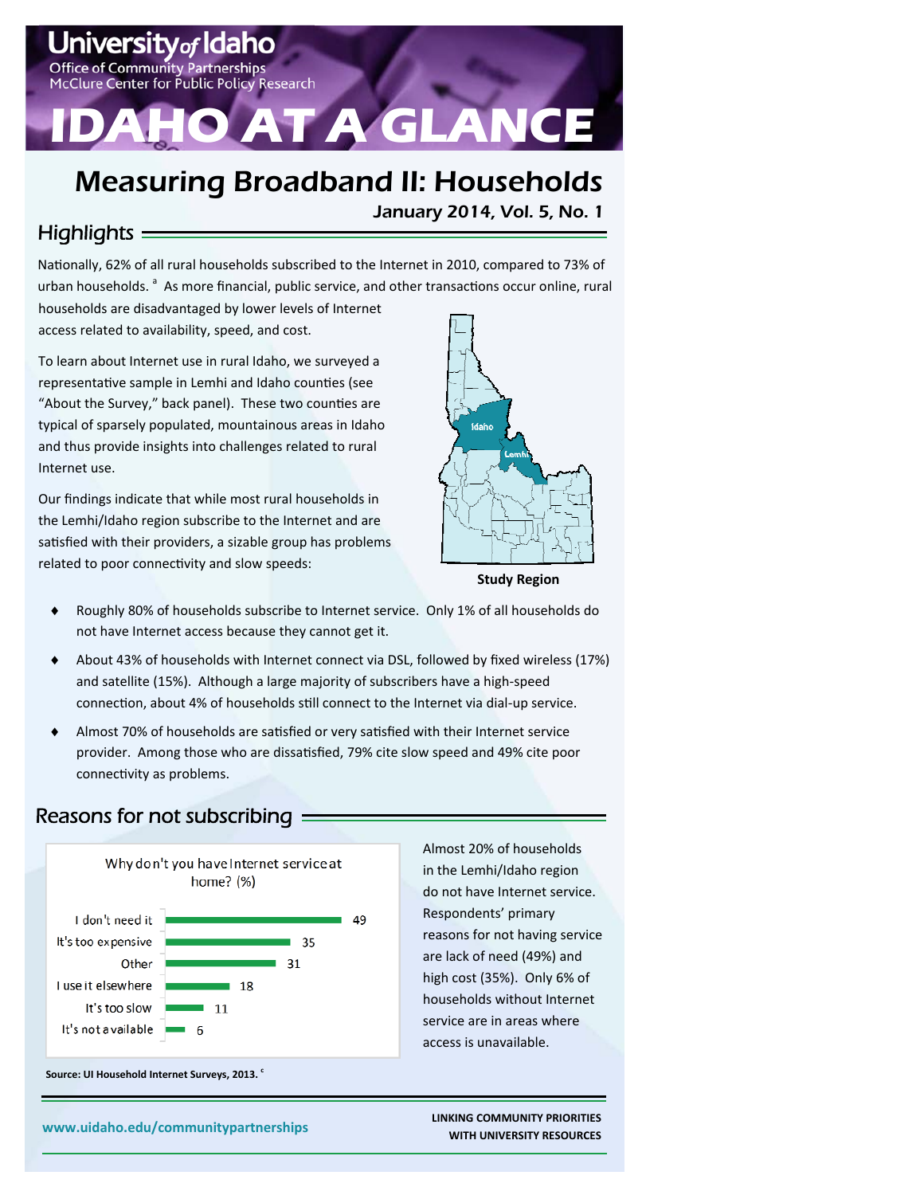University of Idaho
Office of Community Partnerships
McClure Center for Public Policy Research

# IDAHO AT A GLANCE

## Measuring Broadband II: Households

**January 2014, Vol. 5, No. 1**

### Highlights

Nationally, 62% of all rural households subscribed to the Internet in 2010, compared to 73% of urban households.[a] As more financial, public service, and other transactions occur online, rural households are disadvantaged by lower levels of Internet access related to availability, speed, and cost.

To learn about Internet use in rural Idaho, we surveyed a representative sample in Lemhi and Idaho counties (see "About the Survey," back panel). These two counties are typical of sparsely populated, mountainous areas in Idaho and thus provide insights into challenges related to rural Internet use.

Our findings indicate that while most rural households in the Lemhi/Idaho region subscribe to the Internet and are satisfied with their providers, a sizable group has problems related to poor connectivity and slow speeds:

**Study Region**

- Roughly 80% of households subscribe to Internet service. Only 1% of all households do not have Internet access because they cannot get it.
- About 43% of households with Internet connect via DSL, followed by fixed wireless (17%) and satellite (15%). Although a large majority of subscribers have a high-speed connection, about 4% of households still connect to the Internet via dial-up service.
- Almost 70% of households are satisfied or very satisfied with their Internet service provider. Among those who are dissatisfied, 79% cite slow speed and 49% cite poor connectivity as problems.

### Reasons for not subscribing

Why don't you have Internet service at home? (%)

| Reason | % |
|---|---|
| I don't need it | 49 |
| It's too expensive | 35 |
| Other | 31 |
| I use it elsewhere | 18 |
| It's too slow | 11 |
| It's not available | 6 |

**Source: UI Household Internet Surveys, 2013.[c]**

Almost 20% of households in the Lemhi/Idaho region do not have Internet service. Respondents' primary reasons for not having service are lack of need (49%) and high cost (35%). Only 6% of households without Internet service are in areas where access is unavailable.

www.uidaho.edu/communitypartnerships

LINKING COMMUNITY PRIORITIES WITH UNIVERSITY RESOURCES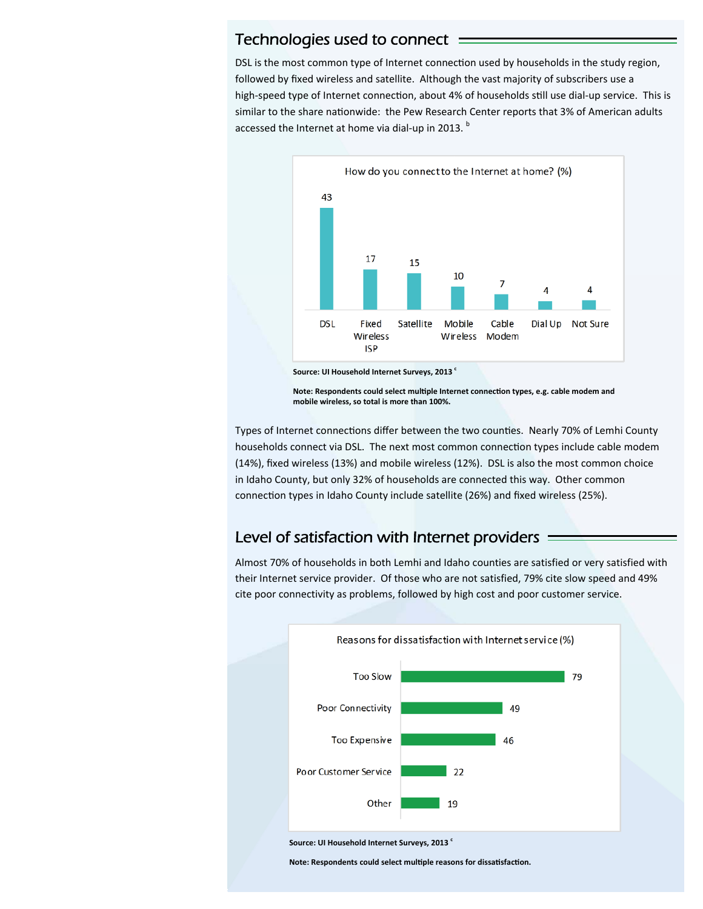## Technologies used to connect

DSL is the most common type of Internet connection used by households in the study region, followed by fixed wireless and satellite. Although the vast majority of subscribers use a high-speed type of Internet connection, about 4% of households still use dial-up service. This is similar to the share nationwide: the Pew Research Center reports that 3% of American adults accessed the Internet at home via dial-up in 2013. [b]

How do you connect to the Internet at home? (%)

| Connection type | % |
|---|---|
| DSL | 43 |
| Fixed Wireless ISP | 17 |
| Satellite | 15 |
| Mobile Wireless | 10 |
| Cable Modem | 7 |
| Dial Up | 4 |
| Not Sure | 4 |

**Source: UI Household Internet Surveys, 2013 [c]**

**Note: Respondents could select multiple Internet connection types, e.g. cable modem and mobile wireless, so total is more than 100%.**

Types of Internet connections differ between the two counties. Nearly 70% of Lemhi County households connect via DSL. The next most common connection types include cable modem (14%), fixed wireless (13%) and mobile wireless (12%). DSL is also the most common choice in Idaho County, but only 32% of households are connected this way. Other common connection types in Idaho County include satellite (26%) and fixed wireless (25%).

## Level of satisfaction with Internet providers

Almost 70% of households in both Lemhi and Idaho counties are satisfied or very satisfied with their Internet service provider. Of those who are not satisfied, 79% cite slow speed and 49% cite poor connectivity as problems, followed by high cost and poor customer service.

Reasons for dissatisfaction with Internet service (%)

| Reason | % |
|---|---|
| Too Slow | 79 |
| Poor Connectivity | 49 |
| Too Expensive | 46 |
| Poor Customer Service | 22 |
| Other | 19 |

**Source: UI Household Internet Surveys, 2013 [c]**

**Note: Respondents could select multiple reasons for dissatisfaction.**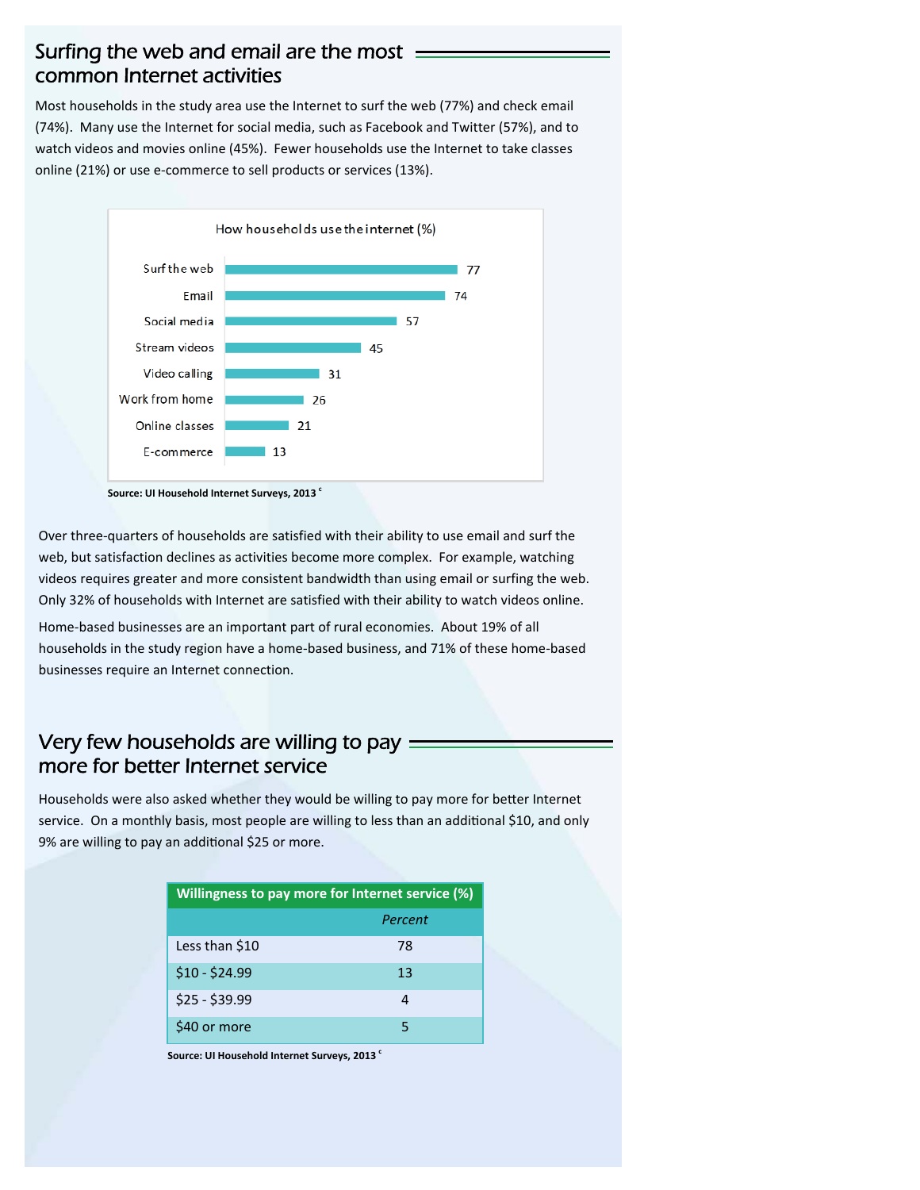## Surfing the web and email are the most common Internet activities

Most households in the study area use the Internet to surf the web (77%) and check email (74%). Many use the Internet for social media, such as Facebook and Twitter (57%), and to watch videos and movies online (45%). Fewer households use the Internet to take classes online (21%) or use e-commerce to sell products or services (13%).

How households use the internet (%)

| Activity | % |
|---|---|
| Surf the web | 77 |
| Email | 74 |
| Social media | 57 |
| Stream videos | 45 |
| Video calling | 31 |
| Work from home | 26 |
| Online classes | 21 |
| E-commerce | 13 |

**Source: UI Household Internet Surveys, 2013** [c]

Over three-quarters of households are satisfied with their ability to use email and surf the web, but satisfaction declines as activities become more complex. For example, watching videos requires greater and more consistent bandwidth than using email or surfing the web. Only 32% of households with Internet are satisfied with their ability to watch videos online.

Home-based businesses are an important part of rural economies. About 19% of all households in the study region have a home-based business, and 71% of these home-based businesses require an Internet connection.

## Very few households are willing to pay more for better Internet service

Households were also asked whether they would be willing to pay more for better Internet service. On a monthly basis, most people are willing to less than an additional $10, and only 9% are willing to pay an additional $25 or more.

**Willingness to pay more for Internet service (%)**

| | *Percent* |
|---|---|
| Less than $10 | 78 |
| $10 - $24.99 | 13 |
| $25 - $39.99 | 4 |
| $40 or more | 5 |

**Source: UI Household Internet Surveys, 2013** [c]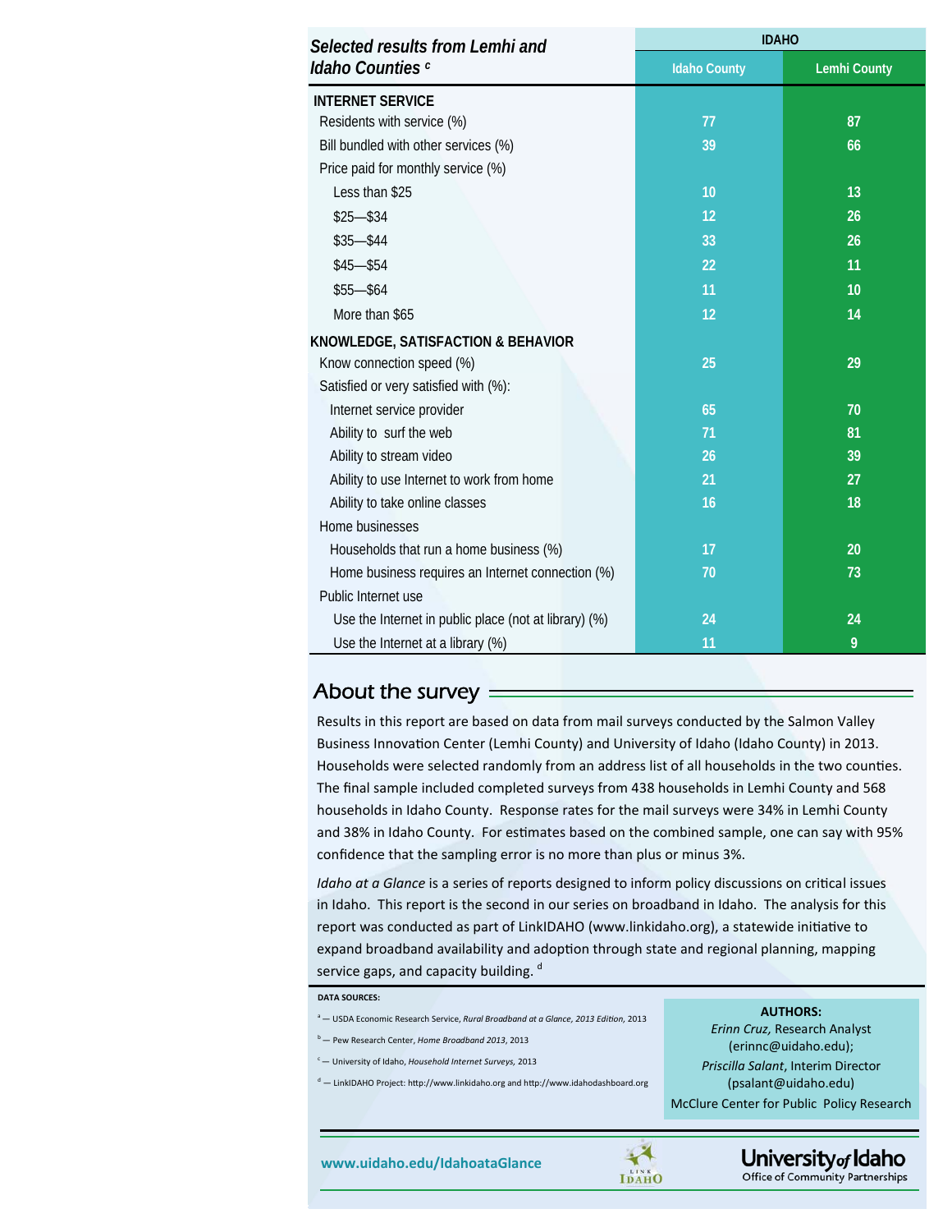| *Selected results from Lemhi and Idaho Counties* [c] | IDAHO | |
|---|---|---|
| | Idaho County | Lemhi County |
| **INTERNET SERVICE** | | |
| Residents with service (%) | 77 | 87 |
| Bill bundled with other services (%) | 39 | 66 |
| Price paid for monthly service (%) | | |
| Less than $25 | 10 | 13 |
| $25—$34 | 12 | 26 |
| $35—$44 | 33 | 26 |
| $45—$54 | 22 | 11 |
| $55—$64 | 11 | 10 |
| More than $65 | 12 | 14 |
| **KNOWLEDGE, SATISFACTION & BEHAVIOR** | | |
| Know connection speed (%) | 25 | 29 |
| Satisfied or very satisfied with (%): | | |
| Internet service provider | 65 | 70 |
| Ability to surf the web | 71 | 81 |
| Ability to stream video | 26 | 39 |
| Ability to use Internet to work from home | 21 | 27 |
| Ability to take online classes | 16 | 18 |
| Home businesses | | |
| Households that run a home business (%) | 17 | 20 |
| Home business requires an Internet connection (%) | 70 | 73 |
| Public Internet use | | |
| Use the Internet in public place (not at library) (%) | 24 | 24 |
| Use the Internet at a library (%) | 11 | 9 |

## About the survey

Results in this report are based on data from mail surveys conducted by the Salmon Valley Business Innovation Center (Lemhi County) and University of Idaho (Idaho County) in 2013. Households were selected randomly from an address list of all households in the two counties. The final sample included completed surveys from 438 households in Lemhi County and 568 households in Idaho County. Response rates for the mail surveys were 34% in Lemhi County and 38% in Idaho County. For estimates based on the combined sample, one can say with 95% confidence that the sampling error is no more than plus or minus 3%.

*Idaho at a Glance* is a series of reports designed to inform policy discussions on critical issues in Idaho. This report is the second in our series on broadband in Idaho. The analysis for this report was conducted as part of LinkIDAHO (www.linkidaho.org), a statewide initiative to expand broadband availability and adoption through state and regional planning, mapping service gaps, and capacity building. [d]

**DATA SOURCES:**

[a] — USDA Economic Research Service, *Rural Broadband at a Glance, 2013 Edition*, 2013

[b] — Pew Research Center, *Home Broadband 2013*, 2013

[c] — University of Idaho, *Household Internet Surveys*, 2013

[d] — LinkIDAHO Project: http://www.linkidaho.org and http://www.idahodashboard.org

**AUTHORS:**

*Erinn Cruz,* Research Analyst (erinnc@uidaho.edu);

*Priscilla Salant*, Interim Director (psalant@uidaho.edu)

McClure Center for Public Policy Research

www.uidaho.edu/IdahoataGlance

LINK IDAHO

University of Idaho
Office of Community Partnerships